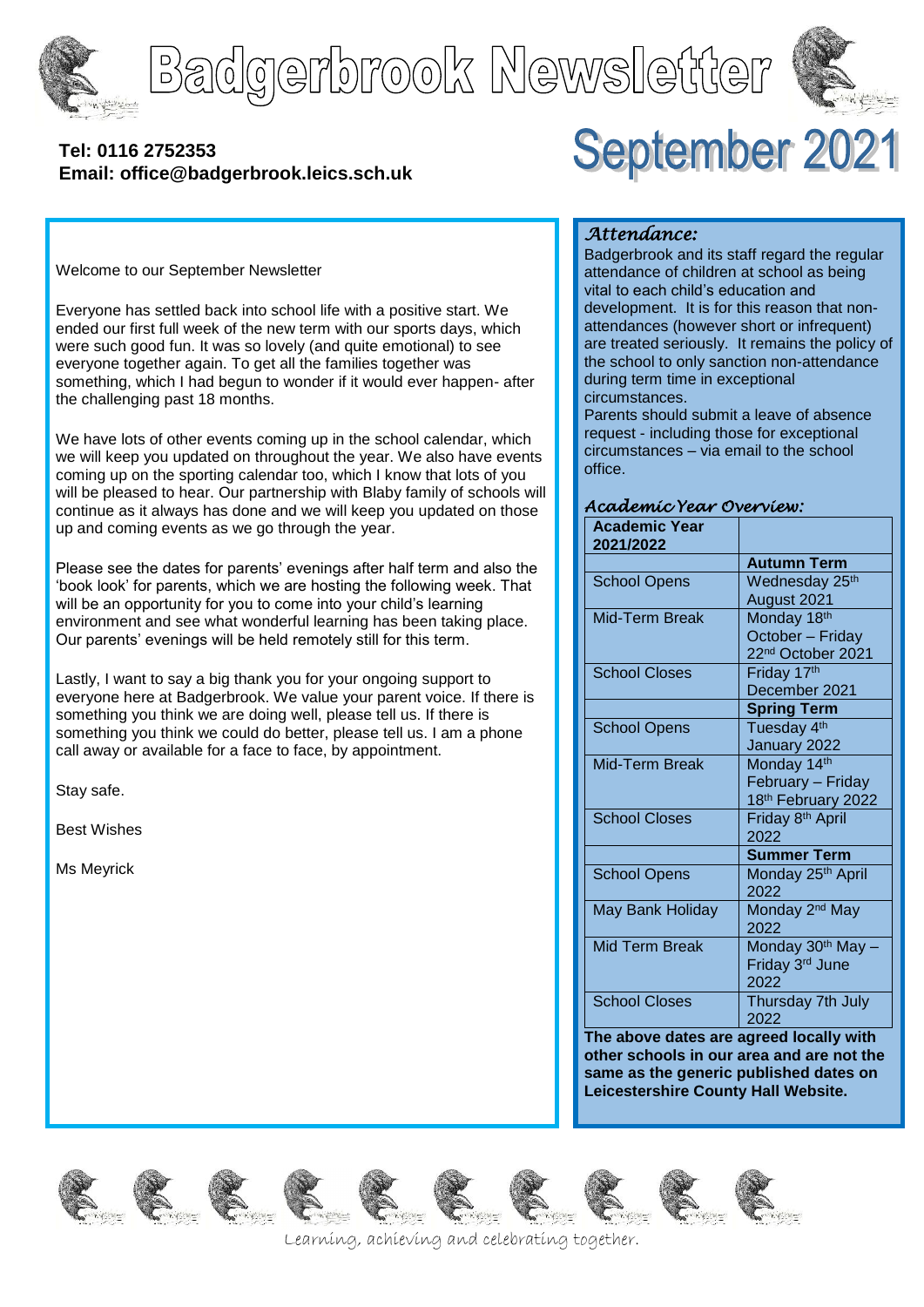# Badgerbrook Newsletter

**Tel: 0116 2752353**
**Email: office@badgerbrook.leics.sch.uk**

# September 2021

Welcome to our September Newsletter

Everyone has settled back into school life with a positive start. We ended our first full week of the new term with our sports days, which were such good fun. It was so lovely (and quite emotional) to see everyone together again. To get all the families together was something, which I had begun to wonder if it would ever happen- after the challenging past 18 months.

We have lots of other events coming up in the school calendar, which we will keep you updated on throughout the year. We also have events coming up on the sporting calendar too, which I know that lots of you will be pleased to hear. Our partnership with Blaby family of schools will continue as it always has done and we will keep you updated on those up and coming events as we go through the year.

Please see the dates for parents' evenings after half term and also the 'book look' for parents, which we are hosting the following week. That will be an opportunity for you to come into your child's learning environment and see what wonderful learning has been taking place. Our parents' evenings will be held remotely still for this term.

Lastly, I want to say a big thank you for your ongoing support to everyone here at Badgerbrook. We value your parent voice. If there is something you think we are doing well, please tell us. If there is something you think we could do better, please tell us. I am a phone call away or available for a face to face, by appointment.

Stay safe.

Best Wishes

Ms Meyrick

## *Attendance:*

Badgerbrook and its staff regard the regular attendance of children at school as being vital to each child's education and development. It is for this reason that non-attendances (however short or infrequent) are treated seriously. It remains the policy of the school to only sanction non-attendance during term time in exceptional circumstances.

Parents should submit a leave of absence request - including those for exceptional circumstances – via email to the school office.

## *Academic Year Overview:*

| **Academic Year 2021/2022** | |
|---|---|
| | **Autumn Term** |
| School Opens | Wednesday 25th August 2021 |
| Mid-Term Break | Monday 18th October – Friday 22nd October 2021 |
| School Closes | Friday 17th December 2021 |
| | **Spring Term** |
| School Opens | Tuesday 4th January 2022 |
| Mid-Term Break | Monday 14th February – Friday 18th February 2022 |
| School Closes | Friday 8th April 2022 |
| | **Summer Term** |
| School Opens | Monday 25th April 2022 |
| May Bank Holiday | Monday 2nd May 2022 |
| Mid Term Break | Monday 30th May – Friday 3rd June 2022 |
| School Closes | Thursday 7th July 2022 |

**The above dates are agreed locally with other schools in our area and are not the same as the generic published dates on Leicestershire County Hall Website.**

*Learning, achieving and celebrating together.*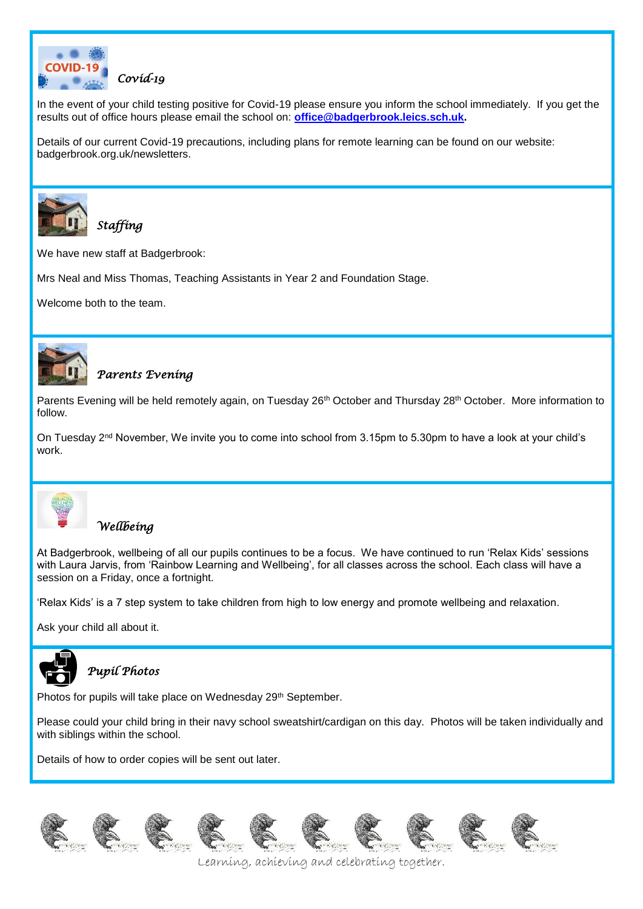## Covid-19

In the event of your child testing positive for Covid-19 please ensure you inform the school immediately. If you get the results out of office hours please email the school on: **office@badgerbrook.leics.sch.uk.**

Details of our current Covid-19 precautions, including plans for remote learning can be found on our website: badgerbrook.org.uk/newsletters.

## Staffing

We have new staff at Badgerbrook:

Mrs Neal and Miss Thomas, Teaching Assistants in Year 2 and Foundation Stage.

Welcome both to the team.

## Parents Evening

Parents Evening will be held remotely again, on Tuesday 26th October and Thursday 28th October. More information to follow.

On Tuesday 2nd November, We invite you to come into school from 3.15pm to 5.30pm to have a look at your child's work.

## Wellbeing

At Badgerbrook, wellbeing of all our pupils continues to be a focus. We have continued to run 'Relax Kids' sessions with Laura Jarvis, from 'Rainbow Learning and Wellbeing', for all classes across the school. Each class will have a session on a Friday, once a fortnight.

'Relax Kids' is a 7 step system to take children from high to low energy and promote wellbeing and relaxation.

Ask your child all about it.

## Pupil Photos

Photos for pupils will take place on Wednesday 29th September.

Please could your child bring in their navy school sweatshirt/cardigan on this day. Photos will be taken individually and with siblings within the school.

Details of how to order copies will be sent out later.

*Learning, achieving and celebrating together.*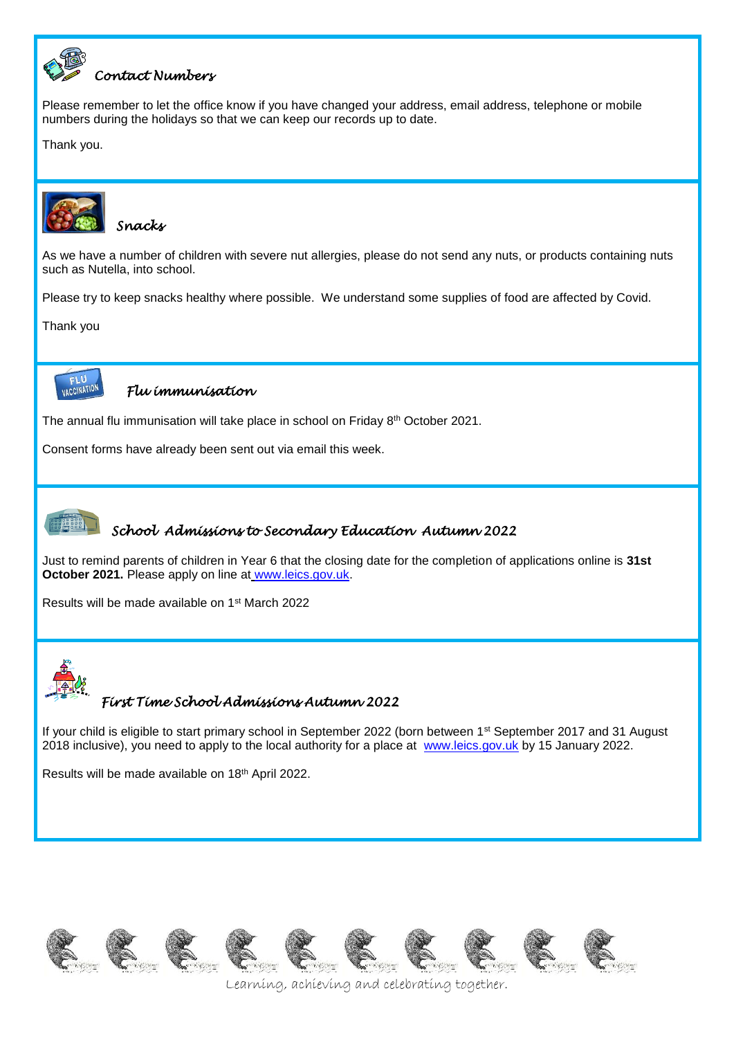## Contact Numbers

Please remember to let the office know if you have changed your address, email address, telephone or mobile numbers during the holidays so that we can keep our records up to date.

Thank you.

## Snacks

As we have a number of children with severe nut allergies, please do not send any nuts, or products containing nuts such as Nutella, into school.

Please try to keep snacks healthy where possible. We understand some supplies of food are affected by Covid.

Thank you

## Flu immunisation

The annual flu immunisation will take place in school on Friday 8th October 2021.

Consent forms have already been sent out via email this week.

## School Admissions to Secondary Education Autumn 2022

Just to remind parents of children in Year 6 that the closing date for the completion of applications online is **31st October 2021.** Please apply on line at www.leics.gov.uk.

Results will be made available on 1st March 2022

## First Time School Admissions Autumn 2022

If your child is eligible to start primary school in September 2022 (born between 1st September 2017 and 31 August 2018 inclusive), you need to apply to the local authority for a place at www.leics.gov.uk by 15 January 2022.

Results will be made available on 18th April 2022.

Learning, achieving and celebrating together.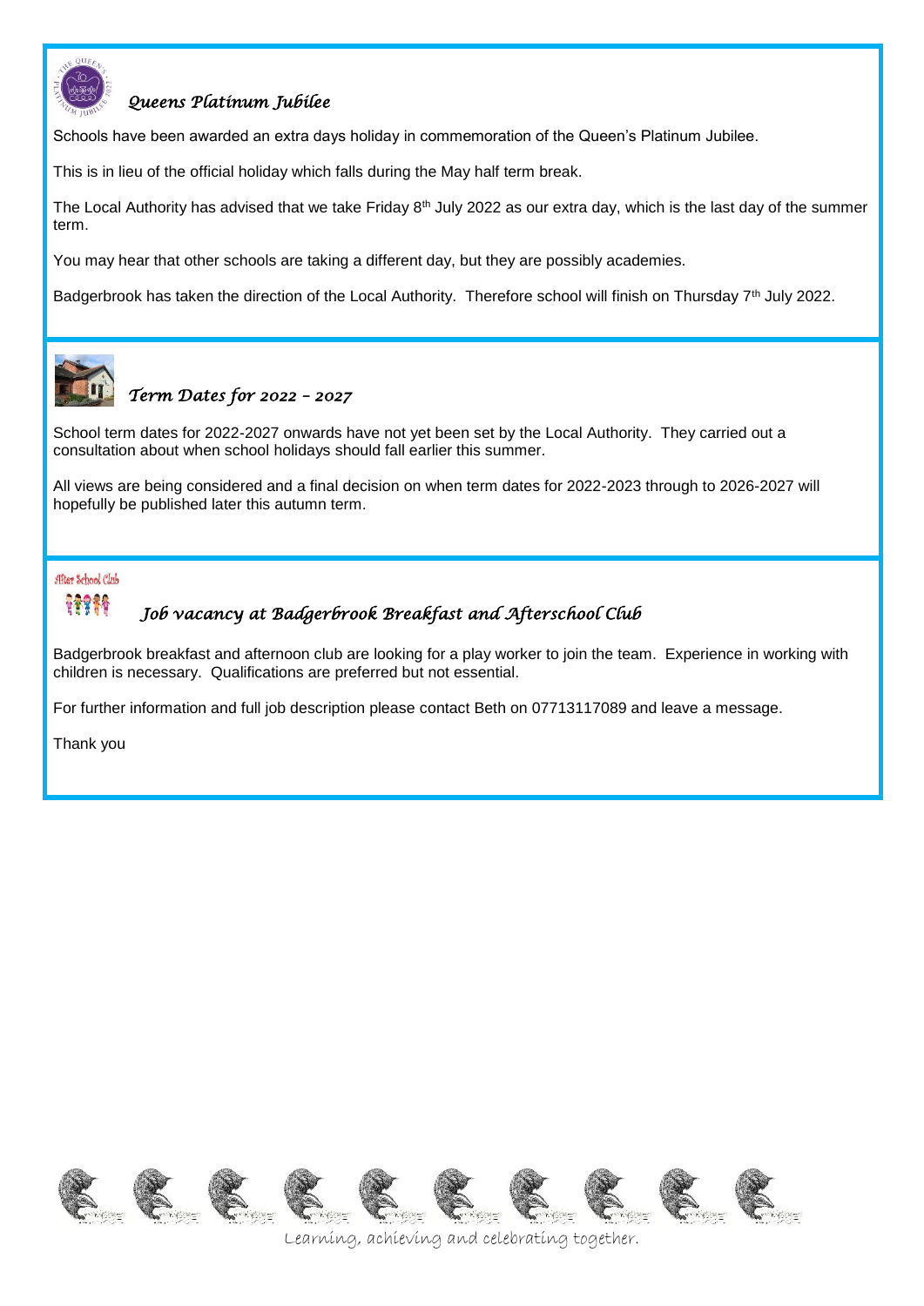## *Queens Platinum Jubilee*

Schools have been awarded an extra days holiday in commemoration of the Queen's Platinum Jubilee.

This is in lieu of the official holiday which falls during the May half term break.

The Local Authority has advised that we take Friday 8th July 2022 as our extra day, which is the last day of the summer term.

You may hear that other schools are taking a different day, but they are possibly academies.

Badgerbrook has taken the direction of the Local Authority. Therefore school will finish on Thursday 7th July 2022.

## *Term Dates for 2022 – 2027*

School term dates for 2022-2027 onwards have not yet been set by the Local Authority. They carried out a consultation about when school holidays should fall earlier this summer.

All views are being considered and a final decision on when term dates for 2022-2023 through to 2026-2027 will hopefully be published later this autumn term.

After School Club

## *Job vacancy at Badgerbrook Breakfast and Afterschool Club*

Badgerbrook breakfast and afternoon club are looking for a play worker to join the team. Experience in working with children is necessary. Qualifications are preferred but not essential.

For further information and full job description please contact Beth on 07713117089 and leave a message.

Thank you

Learning, achieving and celebrating together.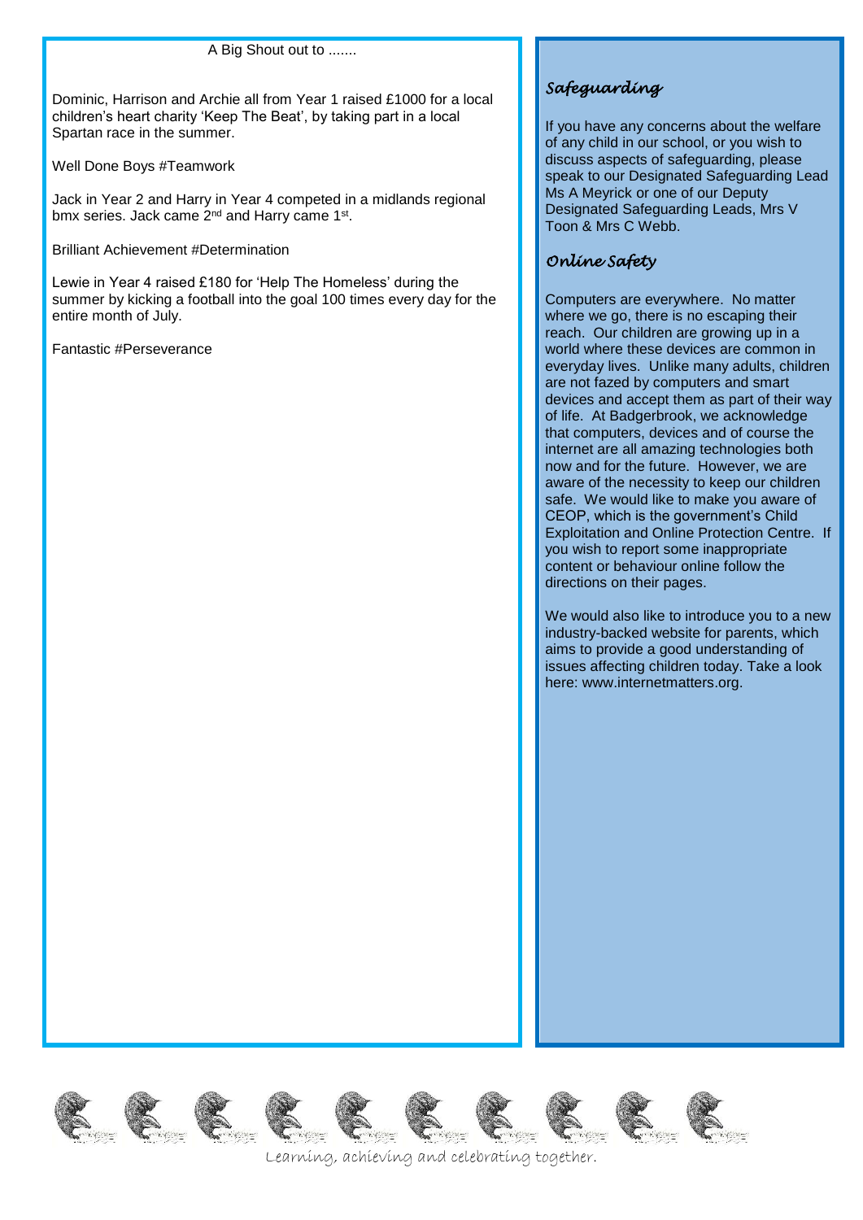A Big Shout out to .......

Dominic, Harrison and Archie all from Year 1 raised £1000 for a local children's heart charity 'Keep The Beat', by taking part in a local Spartan race in the summer.

Well Done Boys #Teamwork

Jack in Year 2 and Harry in Year 4 competed in a midlands regional bmx series. Jack came 2nd and Harry came 1st.

Brilliant Achievement #Determination

Lewie in Year 4 raised £180 for 'Help The Homeless' during the summer by kicking a football into the goal 100 times every day for the entire month of July.

Fantastic #Perseverance

## *Safeguarding*

If you have any concerns about the welfare of any child in our school, or you wish to discuss aspects of safeguarding, please speak to our Designated Safeguarding Lead Ms A Meyrick or one of our Deputy Designated Safeguarding Leads, Mrs V Toon & Mrs C Webb.

## *Online Safety*

Computers are everywhere. No matter where we go, there is no escaping their reach. Our children are growing up in a world where these devices are common in everyday lives. Unlike many adults, children are not fazed by computers and smart devices and accept them as part of their way of life. At Badgerbrook, we acknowledge that computers, devices and of course the internet are all amazing technologies both now and for the future. However, we are aware of the necessity to keep our children safe. We would like to make you aware of CEOP, which is the government's Child Exploitation and Online Protection Centre. If you wish to report some inappropriate content or behaviour online follow the directions on their pages.

We would also like to introduce you to a new industry-backed website for parents, which aims to provide a good understanding of issues affecting children today. Take a look here: www.internetmatters.org.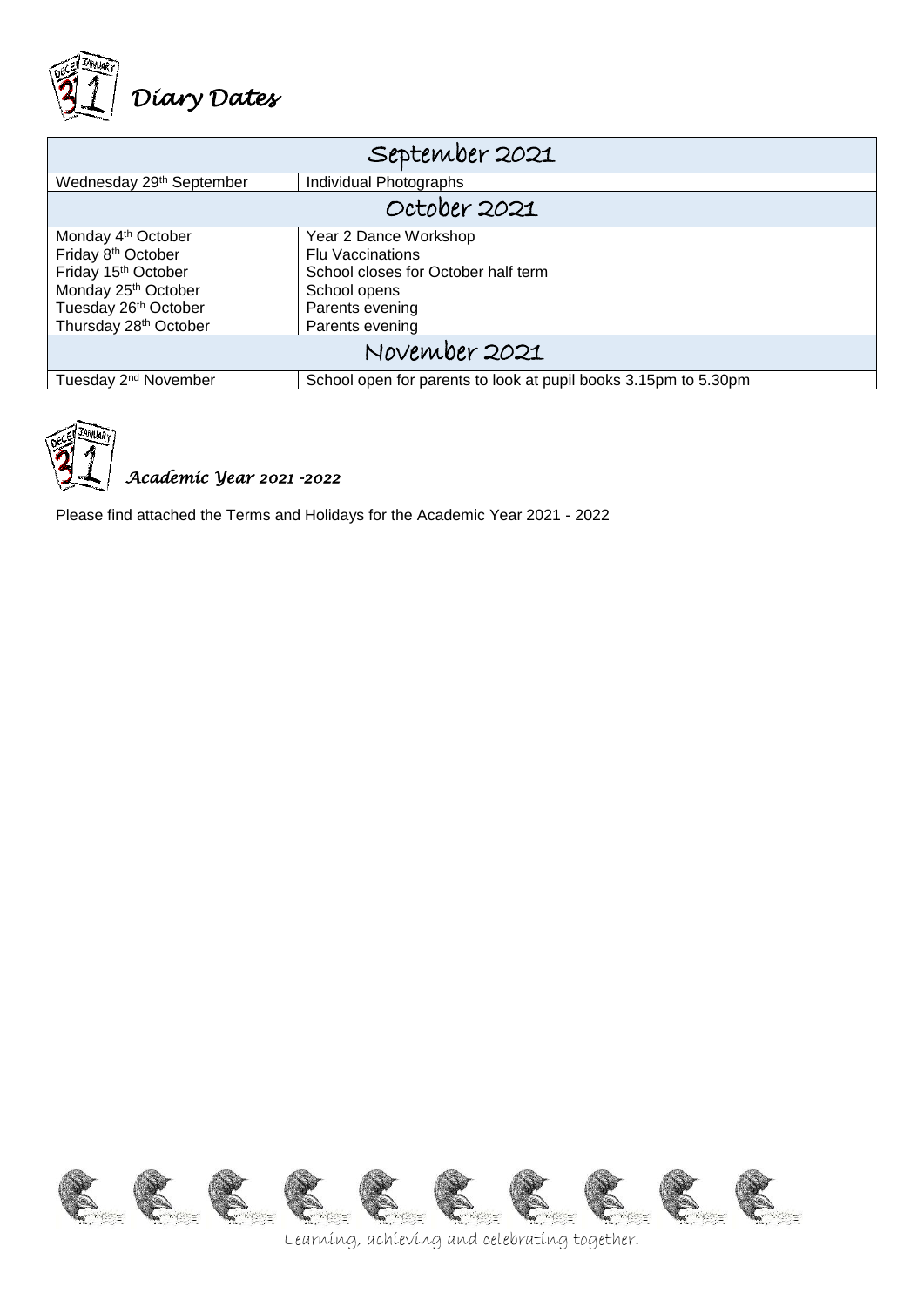## *Diary Dates*

| | |
|---|---|
| **September 2021** | |
| Wednesday 29th September | Individual Photographs |
| **October 2021** | |
| Monday 4th October | Year 2 Dance Workshop |
| Friday 8th October | Flu Vaccinations |
| Friday 15th October | School closes for October half term |
| Monday 25th October | School opens |
| Tuesday 26th October | Parents evening |
| Thursday 28th October | Parents evening |
| **November 2021** | |
| Tuesday 2nd November | School open for parents to look at pupil books 3.15pm to 5.30pm |

## *Academic Year 2021 -2022*

Please find attached the Terms and Holidays for the Academic Year 2021 - 2022

Learning, achieving and celebrating together.